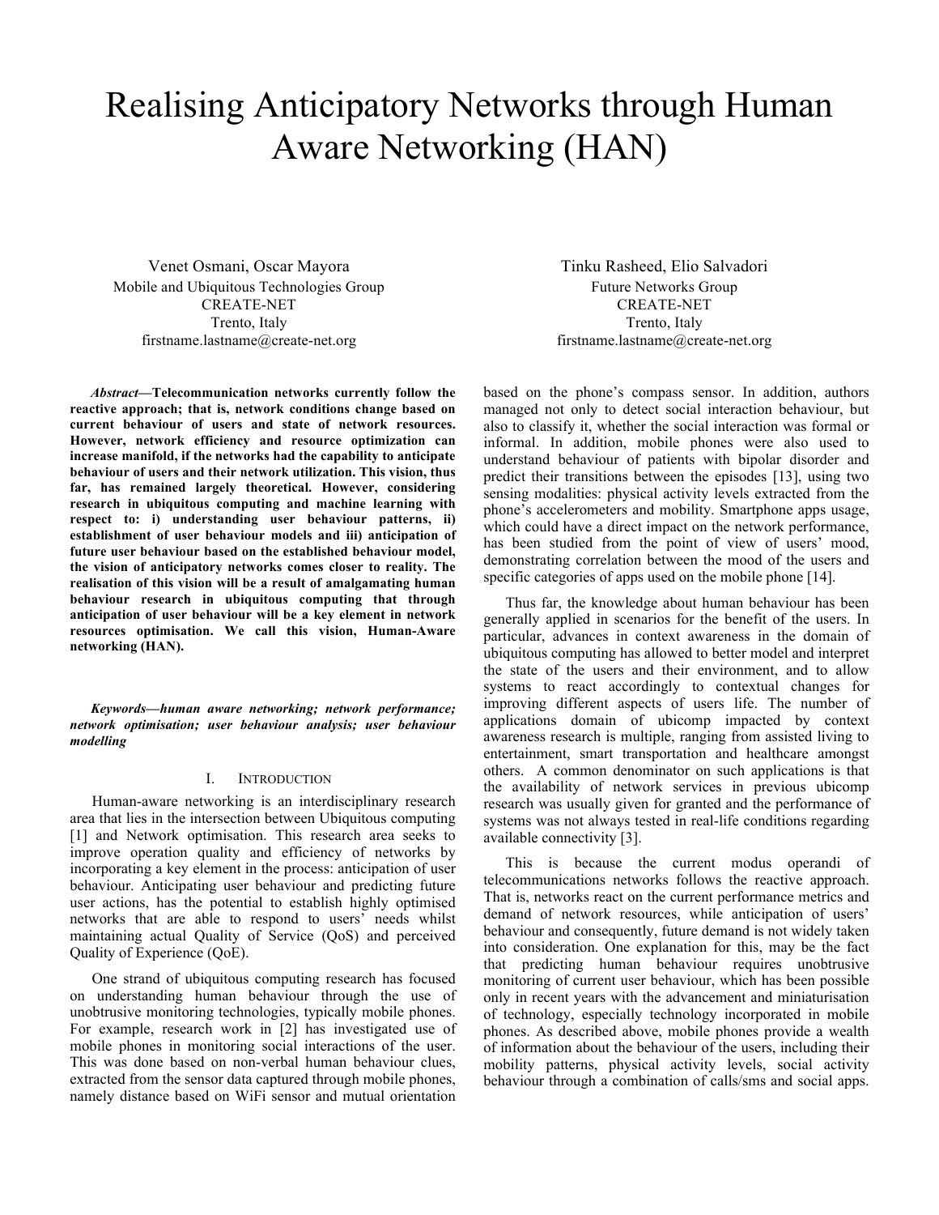# Realising Anticipatory Networks through Human Aware Networking (HAN)

Venet Osmani, Oscar Mayora
Mobile and Ubiquitous Technologies Group
CREATE-NET
Trento, Italy
firstname.lastname@create-net.org

Tinku Rasheed, Elio Salvadori
Future Networks Group
CREATE-NET
Trento, Italy
firstname.lastname@create-net.org

***Abstract*—Telecommunication networks currently follow the reactive approach; that is, network conditions change based on current behaviour of users and state of network resources. However, network efficiency and resource optimization can increase manifold, if the networks had the capability to anticipate behaviour of users and their network utilization. This vision, thus far, has remained largely theoretical. However, considering research in ubiquitous computing and machine learning with respect to: i) understanding user behaviour patterns, ii) establishment of user behaviour models and iii) anticipation of future user behaviour based on the established behaviour model, the vision of anticipatory networks comes closer to reality. The realisation of this vision will be a result of amalgamating human behaviour research in ubiquitous computing that through anticipation of user behaviour will be a key element in network resources optimisation. We call this vision, Human-Aware networking (HAN).**

***Keywords—human aware networking; network performance; network optimisation; user behaviour analysis; user behaviour modelling***

## I. Introduction

Human-aware networking is an interdisciplinary research area that lies in the intersection between Ubiquitous computing [1] and Network optimisation. This research area seeks to improve operation quality and efficiency of networks by incorporating a key element in the process: anticipation of user behaviour. Anticipating user behaviour and predicting future user actions, has the potential to establish highly optimised networks that are able to respond to users' needs whilst maintaining actual Quality of Service (QoS) and perceived Quality of Experience (QoE).

One strand of ubiquitous computing research has focused on understanding human behaviour through the use of unobtrusive monitoring technologies, typically mobile phones. For example, research work in [2] has investigated use of mobile phones in monitoring social interactions of the user. This was done based on non-verbal human behaviour clues, extracted from the sensor data captured through mobile phones, namely distance based on WiFi sensor and mutual orientation based on the phone's compass sensor. In addition, authors managed not only to detect social interaction behaviour, but also to classify it, whether the social interaction was formal or informal. In addition, mobile phones were also used to understand behaviour of patients with bipolar disorder and predict their transitions between the episodes [13], using two sensing modalities: physical activity levels extracted from the phone's accelerometers and mobility. Smartphone apps usage, which could have a direct impact on the network performance, has been studied from the point of view of users' mood, demonstrating correlation between the mood of the users and specific categories of apps used on the mobile phone [14].

Thus far, the knowledge about human behaviour has been generally applied in scenarios for the benefit of the users. In particular, advances in context awareness in the domain of ubiquitous computing has allowed to better model and interpret the state of the users and their environment, and to allow systems to react accordingly to contextual changes for improving different aspects of users life. The number of applications domain of ubicomp impacted by context awareness research is multiple, ranging from assisted living to entertainment, smart transportation and healthcare amongst others. A common denominator on such applications is that the availability of network services in previous ubicomp research was usually given for granted and the performance of systems was not always tested in real-life conditions regarding available connectivity [3].

This is because the current modus operandi of telecommunications networks follows the reactive approach. That is, networks react on the current performance metrics and demand of network resources, while anticipation of users' behaviour and consequently, future demand is not widely taken into consideration. One explanation for this, may be the fact that predicting human behaviour requires unobtrusive monitoring of current user behaviour, which has been possible only in recent years with the advancement and miniaturisation of technology, especially technology incorporated in mobile phones. As described above, mobile phones provide a wealth of information about the behaviour of the users, including their mobility patterns, physical activity levels, social activity behaviour through a combination of calls/sms and social apps.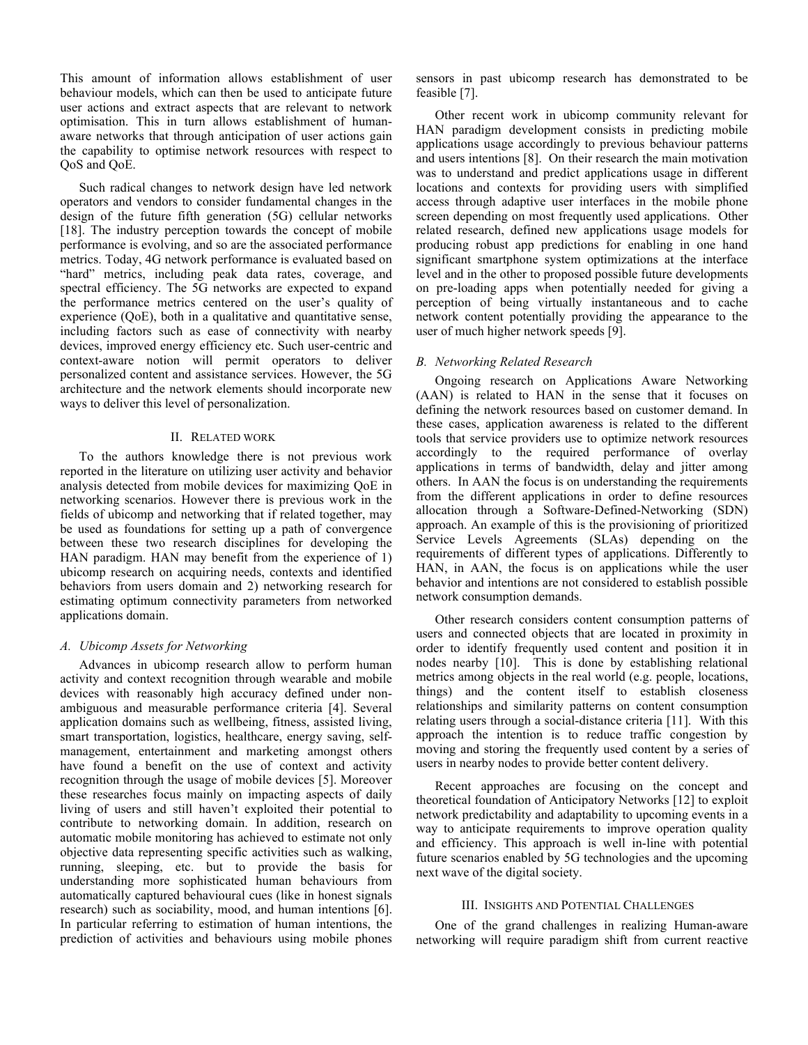This amount of information allows establishment of user behaviour models, which can then be used to anticipate future user actions and extract aspects that are relevant to network optimisation. This in turn allows establishment of human-aware networks that through anticipation of user actions gain the capability to optimise network resources with respect to QoS and QoE.

Such radical changes to network design have led network operators and vendors to consider fundamental changes in the design of the future fifth generation (5G) cellular networks [18]. The industry perception towards the concept of mobile performance is evolving, and so are the associated performance metrics. Today, 4G network performance is evaluated based on "hard" metrics, including peak data rates, coverage, and spectral efficiency. The 5G networks are expected to expand the performance metrics centered on the user's quality of experience (QoE), both in a qualitative and quantitative sense, including factors such as ease of connectivity with nearby devices, improved energy efficiency etc. Such user-centric and context-aware notion will permit operators to deliver personalized content and assistance services. However, the 5G architecture and the network elements should incorporate new ways to deliver this level of personalization.

## II. Related work

To the authors knowledge there is not previous work reported in the literature on utilizing user activity and behavior analysis detected from mobile devices for maximizing QoE in networking scenarios. However there is previous work in the fields of ubicomp and networking that if related together, may be used as foundations for setting up a path of convergence between these two research disciplines for developing the HAN paradigm. HAN may benefit from the experience of 1) ubicomp research on acquiring needs, contexts and identified behaviors from users domain and 2) networking research for estimating optimum connectivity parameters from networked applications domain.

### *A. Ubicomp Assets for Networking*

Advances in ubicomp research allow to perform human activity and context recognition through wearable and mobile devices with reasonably high accuracy defined under non-ambiguous and measurable performance criteria [4]. Several application domains such as wellbeing, fitness, assisted living, smart transportation, logistics, healthcare, energy saving, self-management, entertainment and marketing amongst others have found a benefit on the use of context and activity recognition through the usage of mobile devices [5]. Moreover these researches focus mainly on impacting aspects of daily living of users and still haven't exploited their potential to contribute to networking domain. In addition, research on automatic mobile monitoring has achieved to estimate not only objective data representing specific activities such as walking, running, sleeping, etc. but to provide the basis for understanding more sophisticated human behaviours from automatically captured behavioural cues (like in honest signals research) such as sociability, mood, and human intentions [6]. In particular referring to estimation of human intentions, the prediction of activities and behaviours using mobile phones sensors in past ubicomp research has demonstrated to be feasible [7].

Other recent work in ubicomp community relevant for HAN paradigm development consists in predicting mobile applications usage accordingly to previous behaviour patterns and users intentions [8]. On their research the main motivation was to understand and predict applications usage in different locations and contexts for providing users with simplified access through adaptive user interfaces in the mobile phone screen depending on most frequently used applications. Other related research, defined new applications usage models for producing robust app predictions for enabling in one hand significant smartphone system optimizations at the interface level and in the other to proposed possible future developments on pre-loading apps when potentially needed for giving a perception of being virtually instantaneous and to cache network content potentially providing the appearance to the user of much higher network speeds [9].

### *B. Networking Related Research*

Ongoing research on Applications Aware Networking (AAN) is related to HAN in the sense that it focuses on defining the network resources based on customer demand. In these cases, application awareness is related to the different tools that service providers use to optimize network resources accordingly to the required performance of overlay applications in terms of bandwidth, delay and jitter among others. In AAN the focus is on understanding the requirements from the different applications in order to define resources allocation through a Software-Defined-Networking (SDN) approach. An example of this is the provisioning of prioritized Service Levels Agreements (SLAs) depending on the requirements of different types of applications. Differently to HAN, in AAN, the focus is on applications while the user behavior and intentions are not considered to establish possible network consumption demands.

Other research considers content consumption patterns of users and connected objects that are located in proximity in order to identify frequently used content and position it in nodes nearby [10]. This is done by establishing relational metrics among objects in the real world (e.g. people, locations, things) and the content itself to establish closeness relationships and similarity patterns on content consumption relating users through a social-distance criteria [11]. With this approach the intention is to reduce traffic congestion by moving and storing the frequently used content by a series of users in nearby nodes to provide better content delivery.

Recent approaches are focusing on the concept and theoretical foundation of Anticipatory Networks [12] to exploit network predictability and adaptability to upcoming events in a way to anticipate requirements to improve operation quality and efficiency. This approach is well in-line with potential future scenarios enabled by 5G technologies and the upcoming next wave of the digital society.

## III. Insights and Potential Challenges

One of the grand challenges in realizing Human-aware networking will require paradigm shift from current reactive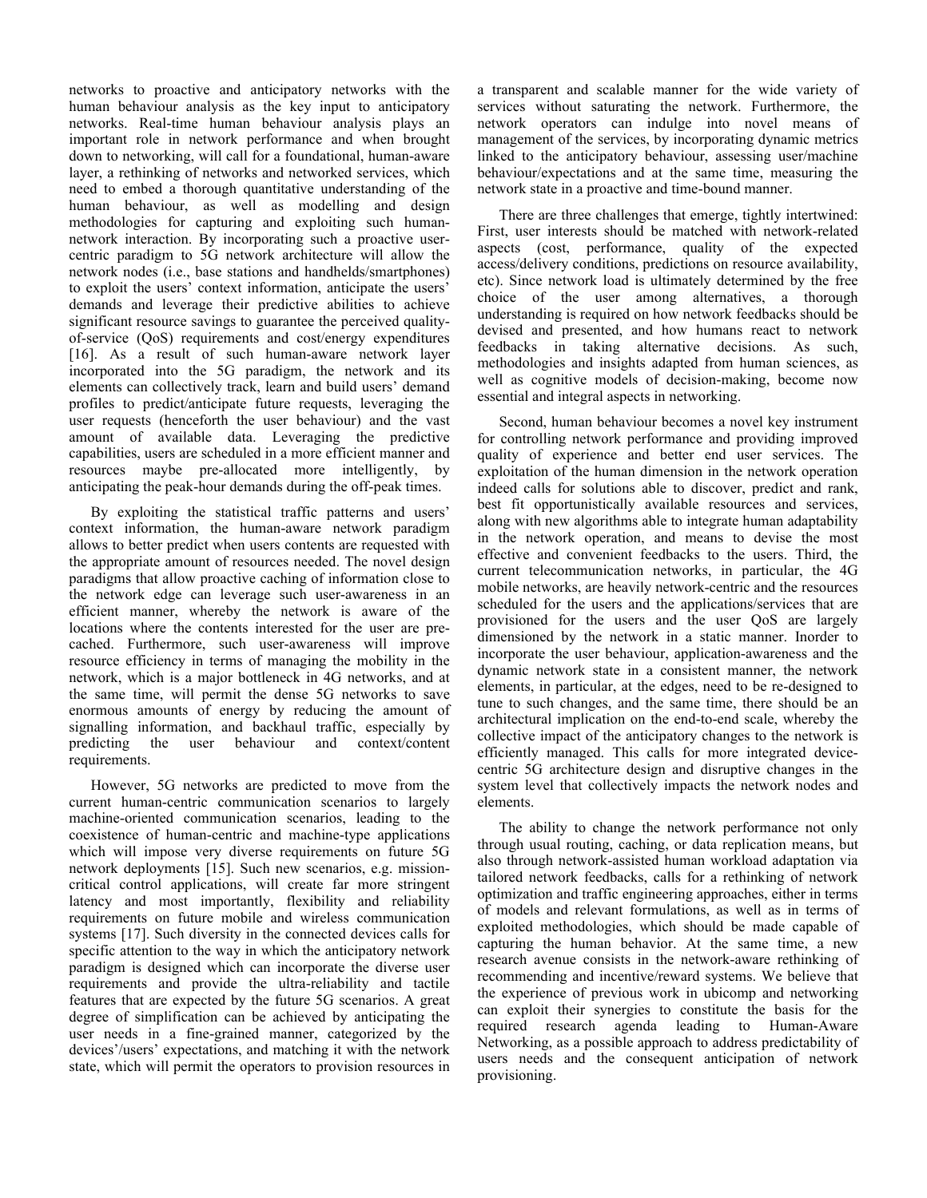networks to proactive and anticipatory networks with the human behaviour analysis as the key input to anticipatory networks. Real-time human behaviour analysis plays an important role in network performance and when brought down to networking, will call for a foundational, human-aware layer, a rethinking of networks and networked services, which need to embed a thorough quantitative understanding of the human behaviour, as well as modelling and design methodologies for capturing and exploiting such human-network interaction. By incorporating such a proactive user-centric paradigm to 5G network architecture will allow the network nodes (i.e., base stations and handhelds/smartphones) to exploit the users' context information, anticipate the users' demands and leverage their predictive abilities to achieve significant resource savings to guarantee the perceived quality-of-service (QoS) requirements and cost/energy expenditures [16]. As a result of such human-aware network layer incorporated into the 5G paradigm, the network and its elements can collectively track, learn and build users' demand profiles to predict/anticipate future requests, leveraging the user requests (henceforth the user behaviour) and the vast amount of available data. Leveraging the predictive capabilities, users are scheduled in a more efficient manner and resources maybe pre-allocated more intelligently, by anticipating the peak-hour demands during the off-peak times.

By exploiting the statistical traffic patterns and users' context information, the human-aware network paradigm allows to better predict when users contents are requested with the appropriate amount of resources needed. The novel design paradigms that allow proactive caching of information close to the network edge can leverage such user-awareness in an efficient manner, whereby the network is aware of the locations where the contents interested for the user are pre-cached. Furthermore, such user-awareness will improve resource efficiency in terms of managing the mobility in the network, which is a major bottleneck in 4G networks, and at the same time, will permit the dense 5G networks to save enormous amounts of energy by reducing the amount of signalling information, and backhaul traffic, especially by predicting the user behaviour and context/content requirements.

However, 5G networks are predicted to move from the current human-centric communication scenarios to largely machine-oriented communication scenarios, leading to the coexistence of human-centric and machine-type applications which will impose very diverse requirements on future 5G network deployments [15]. Such new scenarios, e.g. mission-critical control applications, will create far more stringent latency and most importantly, flexibility and reliability requirements on future mobile and wireless communication systems [17]. Such diversity in the connected devices calls for specific attention to the way in which the anticipatory network paradigm is designed which can incorporate the diverse user requirements and provide the ultra-reliability and tactile features that are expected by the future 5G scenarios. A great degree of simplification can be achieved by anticipating the user needs in a fine-grained manner, categorized by the devices'/users' expectations, and matching it with the network state, which will permit the operators to provision resources in a transparent and scalable manner for the wide variety of services without saturating the network. Furthermore, the network operators can indulge into novel means of management of the services, by incorporating dynamic metrics linked to the anticipatory behaviour, assessing user/machine behaviour/expectations and at the same time, measuring the network state in a proactive and time-bound manner.

There are three challenges that emerge, tightly intertwined: First, user interests should be matched with network-related aspects (cost, performance, quality of the expected access/delivery conditions, predictions on resource availability, etc). Since network load is ultimately determined by the free choice of the user among alternatives, a thorough understanding is required on how network feedbacks should be devised and presented, and how humans react to network feedbacks in taking alternative decisions. As such, methodologies and insights adapted from human sciences, as well as cognitive models of decision-making, become now essential and integral aspects in networking.

Second, human behaviour becomes a novel key instrument for controlling network performance and providing improved quality of experience and better end user services. The exploitation of the human dimension in the network operation indeed calls for solutions able to discover, predict and rank, best fit opportunistically available resources and services, along with new algorithms able to integrate human adaptability in the network operation, and means to devise the most effective and convenient feedbacks to the users. Third, the current telecommunication networks, in particular, the 4G mobile networks, are heavily network-centric and the resources scheduled for the users and the applications/services that are provisioned for the users and the user QoS are largely dimensioned by the network in a static manner. Inorder to incorporate the user behaviour, application-awareness and the dynamic network state in a consistent manner, the network elements, in particular, at the edges, need to be re-designed to tune to such changes, and the same time, there should be an architectural implication on the end-to-end scale, whereby the collective impact of the anticipatory changes to the network is efficiently managed. This calls for more integrated device-centric 5G architecture design and disruptive changes in the system level that collectively impacts the network nodes and elements.

The ability to change the network performance not only through usual routing, caching, or data replication means, but also through network-assisted human workload adaptation via tailored network feedbacks, calls for a rethinking of network optimization and traffic engineering approaches, either in terms of models and relevant formulations, as well as in terms of exploited methodologies, which should be made capable of capturing the human behavior. At the same time, a new research avenue consists in the network-aware rethinking of recommending and incentive/reward systems. We believe that the experience of previous work in ubicomp and networking can exploit their synergies to constitute the basis for the required research agenda leading to Human-Aware Networking, as a possible approach to address predictability of users needs and the consequent anticipation of network provisioning.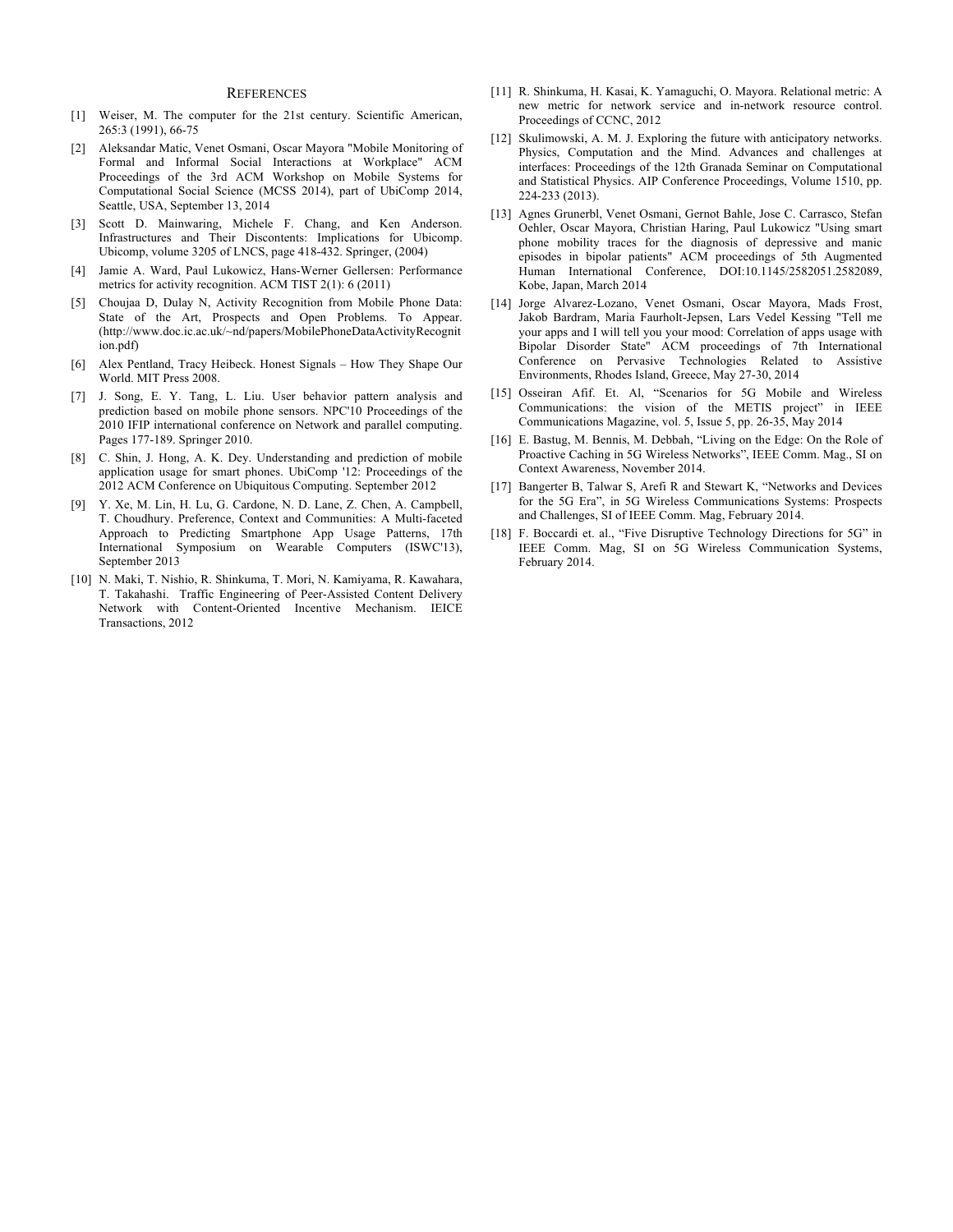## References

[1] Weiser, M. The computer for the 21st century. Scientific American, 265:3 (1991), 66-75

[2] Aleksandar Matic, Venet Osmani, Oscar Mayora "Mobile Monitoring of Formal and Informal Social Interactions at Workplace" ACM Proceedings of the 3rd ACM Workshop on Mobile Systems for Computational Social Science (MCSS 2014), part of UbiComp 2014, Seattle, USA, September 13, 2014

[3] Scott D. Mainwaring, Michele F. Chang, and Ken Anderson. Infrastructures and Their Discontents: Implications for Ubicomp. Ubicomp, volume 3205 of LNCS, page 418-432. Springer, (2004)

[4] Jamie A. Ward, Paul Lukowicz, Hans-Werner Gellersen: Performance metrics for activity recognition. ACM TIST 2(1): 6 (2011)

[5] Choujaa D, Dulay N, Activity Recognition from Mobile Phone Data: State of the Art, Prospects and Open Problems. To Appear. (http://www.doc.ic.ac.uk/~nd/papers/MobilePhoneDataActivityRecognition.pdf)

[6] Alex Pentland, Tracy Heibeck. Honest Signals – How They Shape Our World. MIT Press 2008.

[7] J. Song, E. Y. Tang, L. Liu. User behavior pattern analysis and prediction based on mobile phone sensors. NPC'10 Proceedings of the 2010 IFIP international conference on Network and parallel computing. Pages 177-189. Springer 2010.

[8] C. Shin, J. Hong, A. K. Dey. Understanding and prediction of mobile application usage for smart phones. UbiComp '12: Proceedings of the 2012 ACM Conference on Ubiquitous Computing. September 2012

[9] Y. Xe, M. Lin, H. Lu, G. Cardone, N. D. Lane, Z. Chen, A. Campbell, T. Choudhury. Preference, Context and Communities: A Multi-faceted Approach to Predicting Smartphone App Usage Patterns, 17th International Symposium on Wearable Computers (ISWC'13), September 2013

[10] N. Maki, T. Nishio, R. Shinkuma, T. Mori, N. Kamiyama, R. Kawahara, T. Takahashi. Traffic Engineering of Peer-Assisted Content Delivery Network with Content-Oriented Incentive Mechanism. IEICE Transactions, 2012

[11] R. Shinkuma, H. Kasai, K. Yamaguchi, O. Mayora. Relational metric: A new metric for network service and in-network resource control. Proceedings of CCNC, 2012

[12] Skulimowski, A. M. J. Exploring the future with anticipatory networks. Physics, Computation and the Mind. Advances and challenges at interfaces: Proceedings of the 12th Granada Seminar on Computational and Statistical Physics. AIP Conference Proceedings, Volume 1510, pp. 224-233 (2013).

[13] Agnes Grunerbl, Venet Osmani, Gernot Bahle, Jose C. Carrasco, Stefan Oehler, Oscar Mayora, Christian Haring, Paul Lukowicz "Using smart phone mobility traces for the diagnosis of depressive and manic episodes in bipolar patients" ACM proceedings of 5th Augmented Human International Conference, DOI:10.1145/2582051.2582089, Kobe, Japan, March 2014

[14] Jorge Alvarez-Lozano, Venet Osmani, Oscar Mayora, Mads Frost, Jakob Bardram, Maria Faurholt-Jepsen, Lars Vedel Kessing "Tell me your apps and I will tell you your mood: Correlation of apps usage with Bipolar Disorder State" ACM proceedings of 7th International Conference on Pervasive Technologies Related to Assistive Environments, Rhodes Island, Greece, May 27-30, 2014

[15] Osseiran Afif. Et. Al, "Scenarios for 5G Mobile and Wireless Communications: the vision of the METIS project" in IEEE Communications Magazine, vol. 5, Issue 5, pp. 26-35, May 2014

[16] E. Bastug, M. Bennis, M. Debbah, "Living on the Edge: On the Role of Proactive Caching in 5G Wireless Networks", IEEE Comm. Mag., SI on Context Awareness, November 2014.

[17] Bangerter B, Talwar S, Arefi R and Stewart K, "Networks and Devices for the 5G Era", in 5G Wireless Communications Systems: Prospects and Challenges, SI of IEEE Comm. Mag, February 2014.

[18] F. Boccardi et. al., "Five Disruptive Technology Directions for 5G" in IEEE Comm. Mag, SI on 5G Wireless Communication Systems, February 2014.